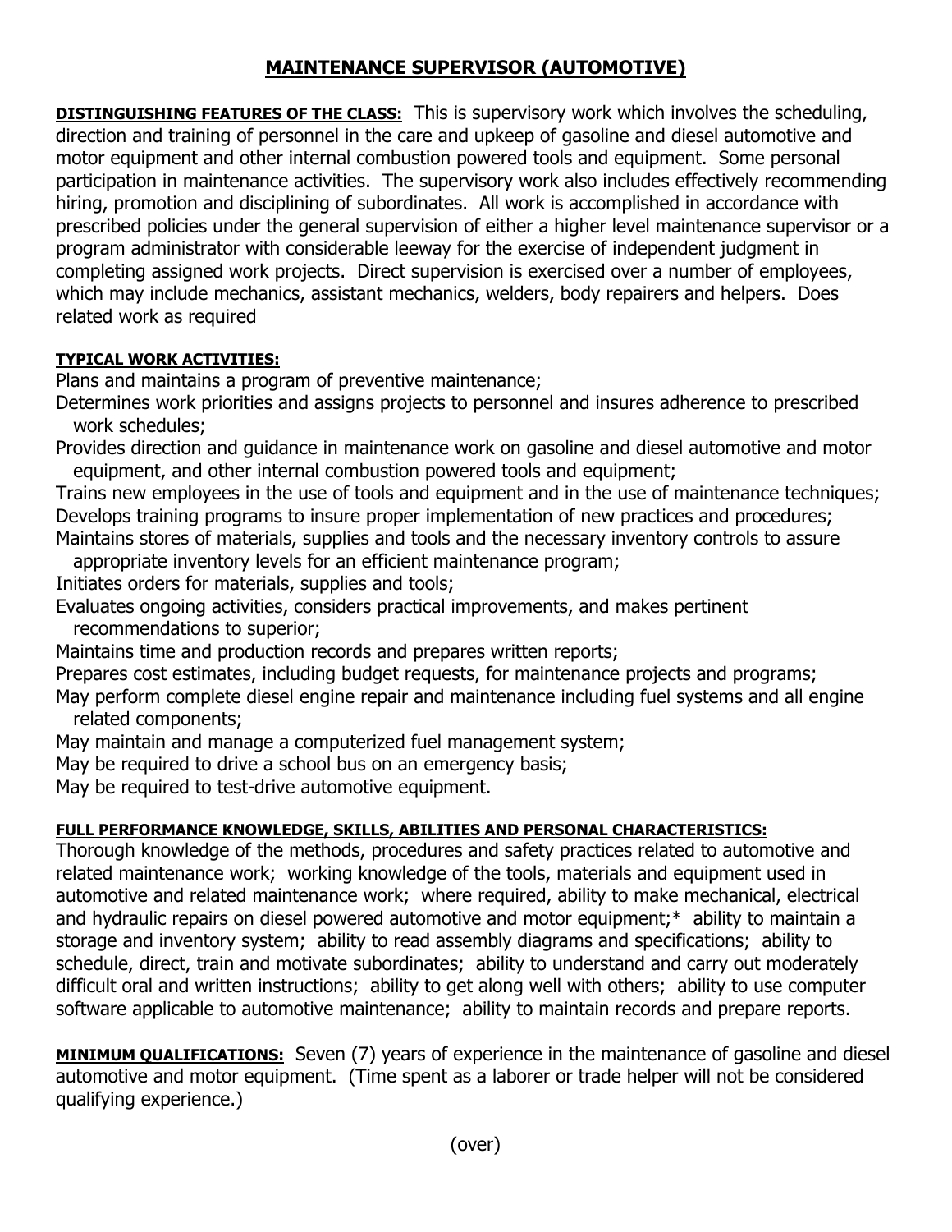# MAINTENANCE SUPERVISOR (AUTOMOTIVE)

**DISTINGUISHING FEATURES OF THE CLASS:** This is supervisory work which involves the scheduling, direction and training of personnel in the care and upkeep of gasoline and diesel automotive and motor equipment and other internal combustion powered tools and equipment. Some personal participation in maintenance activities. The supervisory work also includes effectively recommending hiring, promotion and disciplining of subordinates. All work is accomplished in accordance with prescribed policies under the general supervision of either a higher level maintenance supervisor or a program administrator with considerable leeway for the exercise of independent judgment in completing assigned work projects. Direct supervision is exercised over a number of employees, which may include mechanics, assistant mechanics, welders, body repairers and helpers. Does related work as required

**TYPICAL WORK ACTIVITIES:**

Plans and maintains a program of preventive maintenance;

Determines work priorities and assigns projects to personnel and insures adherence to prescribed work schedules;

Provides direction and guidance in maintenance work on gasoline and diesel automotive and motor equipment, and other internal combustion powered tools and equipment;

Trains new employees in the use of tools and equipment and in the use of maintenance techniques;

Develops training programs to insure proper implementation of new practices and procedures;

Maintains stores of materials, supplies and tools and the necessary inventory controls to assure appropriate inventory levels for an efficient maintenance program;

Initiates orders for materials, supplies and tools;

Evaluates ongoing activities, considers practical improvements, and makes pertinent recommendations to superior;

Maintains time and production records and prepares written reports;

Prepares cost estimates, including budget requests, for maintenance projects and programs;

May perform complete diesel engine repair and maintenance including fuel systems and all engine related components;

May maintain and manage a computerized fuel management system;

May be required to drive a school bus on an emergency basis;

May be required to test-drive automotive equipment.

**FULL PERFORMANCE KNOWLEDGE, SKILLS, ABILITIES AND PERSONAL CHARACTERISTICS:**
Thorough knowledge of the methods, procedures and safety practices related to automotive and related maintenance work; working knowledge of the tools, materials and equipment used in automotive and related maintenance work; where required, ability to make mechanical, electrical and hydraulic repairs on diesel powered automotive and motor equipment;* ability to maintain a storage and inventory system; ability to read assembly diagrams and specifications; ability to schedule, direct, train and motivate subordinates; ability to understand and carry out moderately difficult oral and written instructions; ability to get along well with others; ability to use computer software applicable to automotive maintenance; ability to maintain records and prepare reports.

**MINIMUM QUALIFICATIONS:** Seven (7) years of experience in the maintenance of gasoline and diesel automotive and motor equipment. (Time spent as a laborer or trade helper will not be considered qualifying experience.)

(over)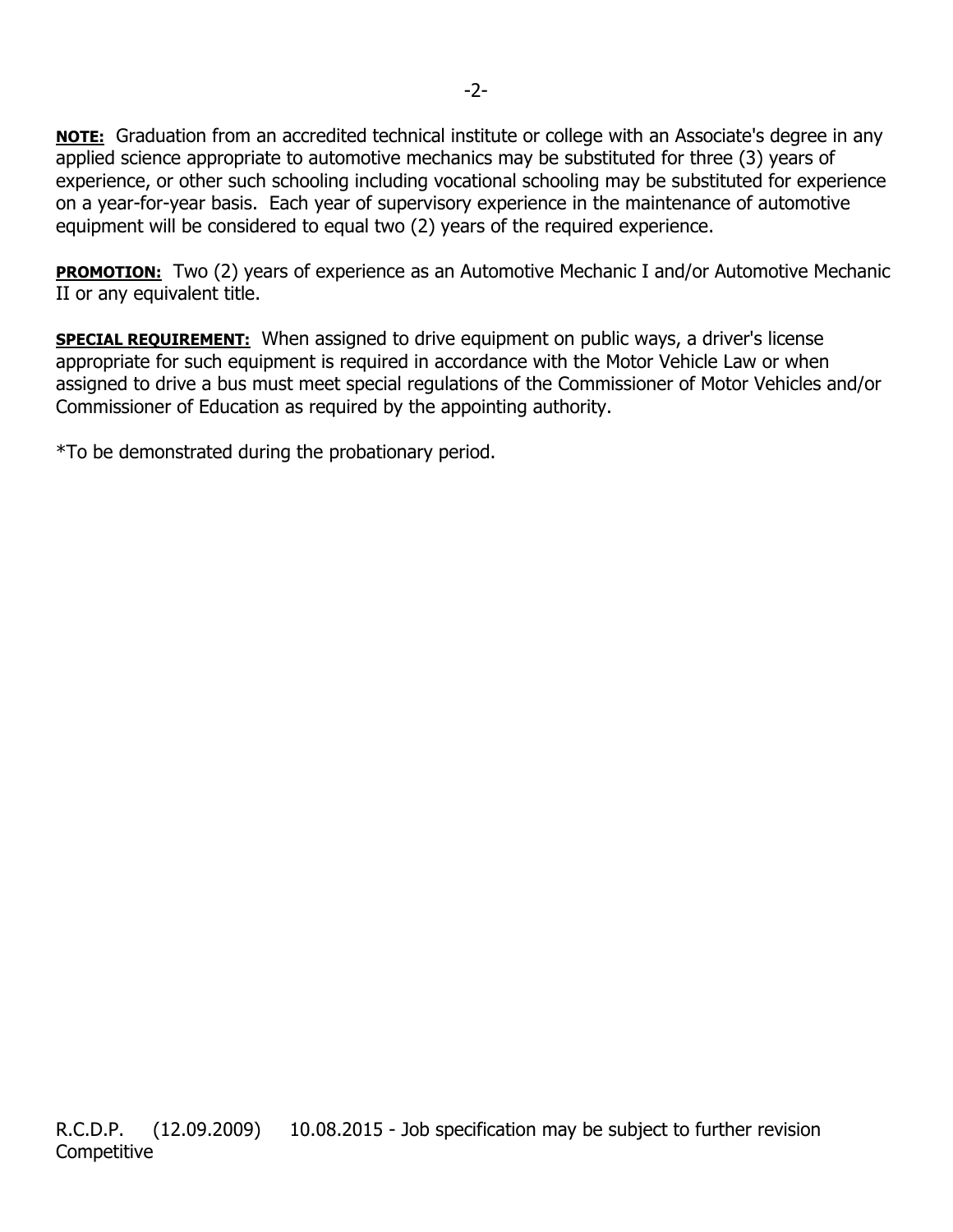**NOTE:** Graduation from an accredited technical institute or college with an Associate's degree in any applied science appropriate to automotive mechanics may be substituted for three (3) years of experience, or other such schooling including vocational schooling may be substituted for experience on a year-for-year basis. Each year of supervisory experience in the maintenance of automotive equipment will be considered to equal two (2) years of the required experience.

**PROMOTION:** Two (2) years of experience as an Automotive Mechanic I and/or Automotive Mechanic II or any equivalent title.

**SPECIAL REQUIREMENT:** When assigned to drive equipment on public ways, a driver's license appropriate for such equipment is required in accordance with the Motor Vehicle Law or when assigned to drive a bus must meet special regulations of the Commissioner of Motor Vehicles and/or Commissioner of Education as required by the appointing authority.

*To be demonstrated during the probationary period.

R.C.D.P. (12.09.2009) 10.08.2015 - Job specification may be subject to further revision
Competitive